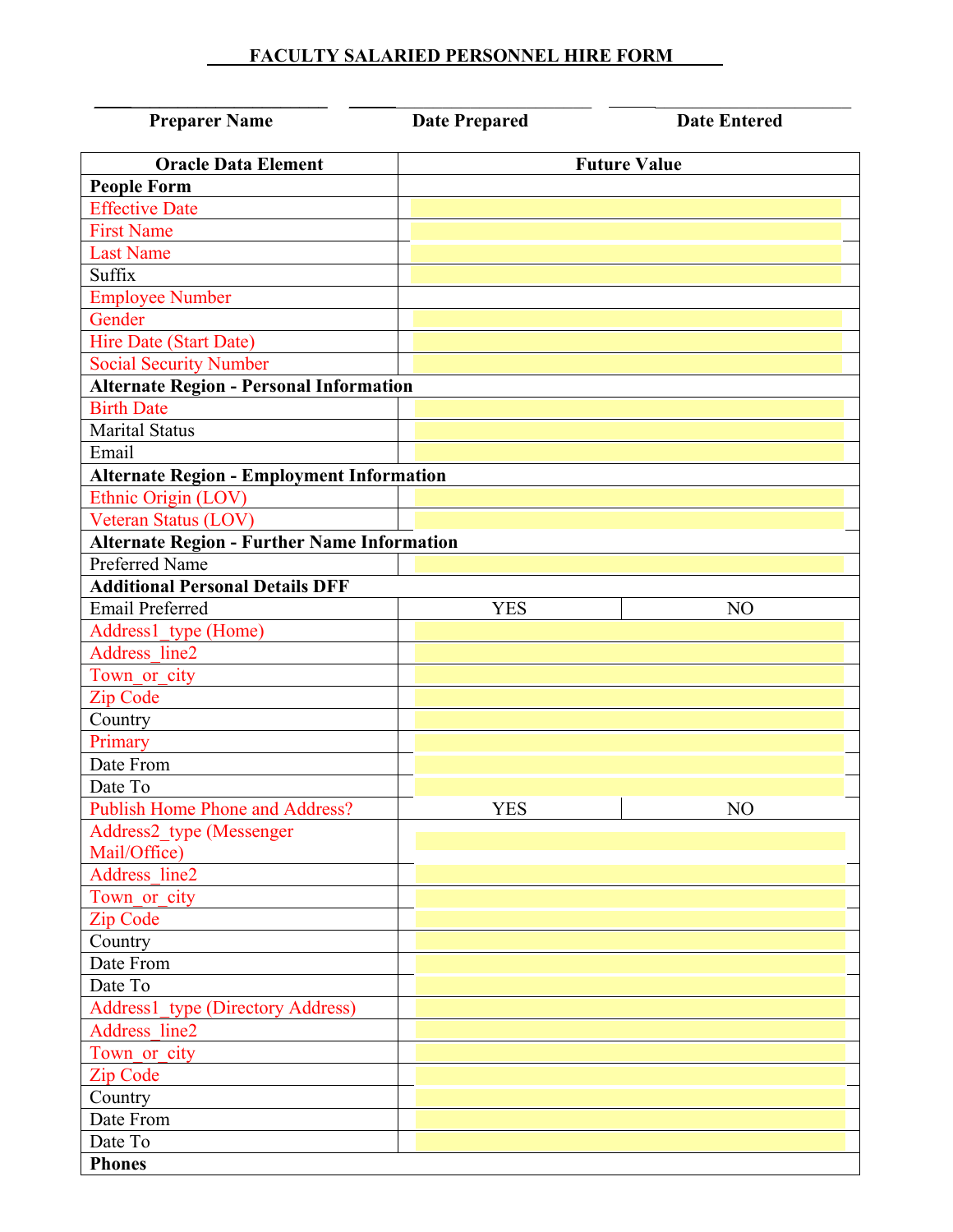# FACULTY SALARIED PERSONNEL HIRE FORM

| Preparer Name | Date Prepared | Date Entered |
|---|---|---|
| | | |

| Oracle Data Element | Future Value | |
|---|---|---|
| **People Form** | | |
| Effective Date | | |
| First Name | | |
| Last Name | | |
| Suffix | | |
| Employee Number | | |
| Gender | | |
| Hire Date (Start Date) | | |
| Social Security Number | | |
| **Alternate Region - Personal Information** | | |
| Birth Date | | |
| Marital Status | | |
| Email | | |
| **Alternate Region - Employment Information** | | |
| Ethnic Origin (LOV) | | |
| Veteran Status (LOV) | | |
| **Alternate Region - Further Name Information** | | |
| Preferred Name | | |
| **Additional Personal Details DFF** | | |
| Email Preferred | YES | NO |
| Address1_type (Home) | | |
| Address_line2 | | |
| Town_or_city | | |
| Zip Code | | |
| Country | | |
| Primary | | |
| Date From | | |
| Date To | | |
| Publish Home Phone and Address? | YES | NO |
| Address2_type (Messenger Mail/Office) | | |
| Address_line2 | | |
| Town_or_city | | |
| Zip Code | | |
| Country | | |
| Date From | | |
| Date To | | |
| Address1_type (Directory Address) | | |
| Address_line2 | | |
| Town_or_city | | |
| Zip Code | | |
| Country | | |
| Date From | | |
| Date To | | |
| **Phones** | | |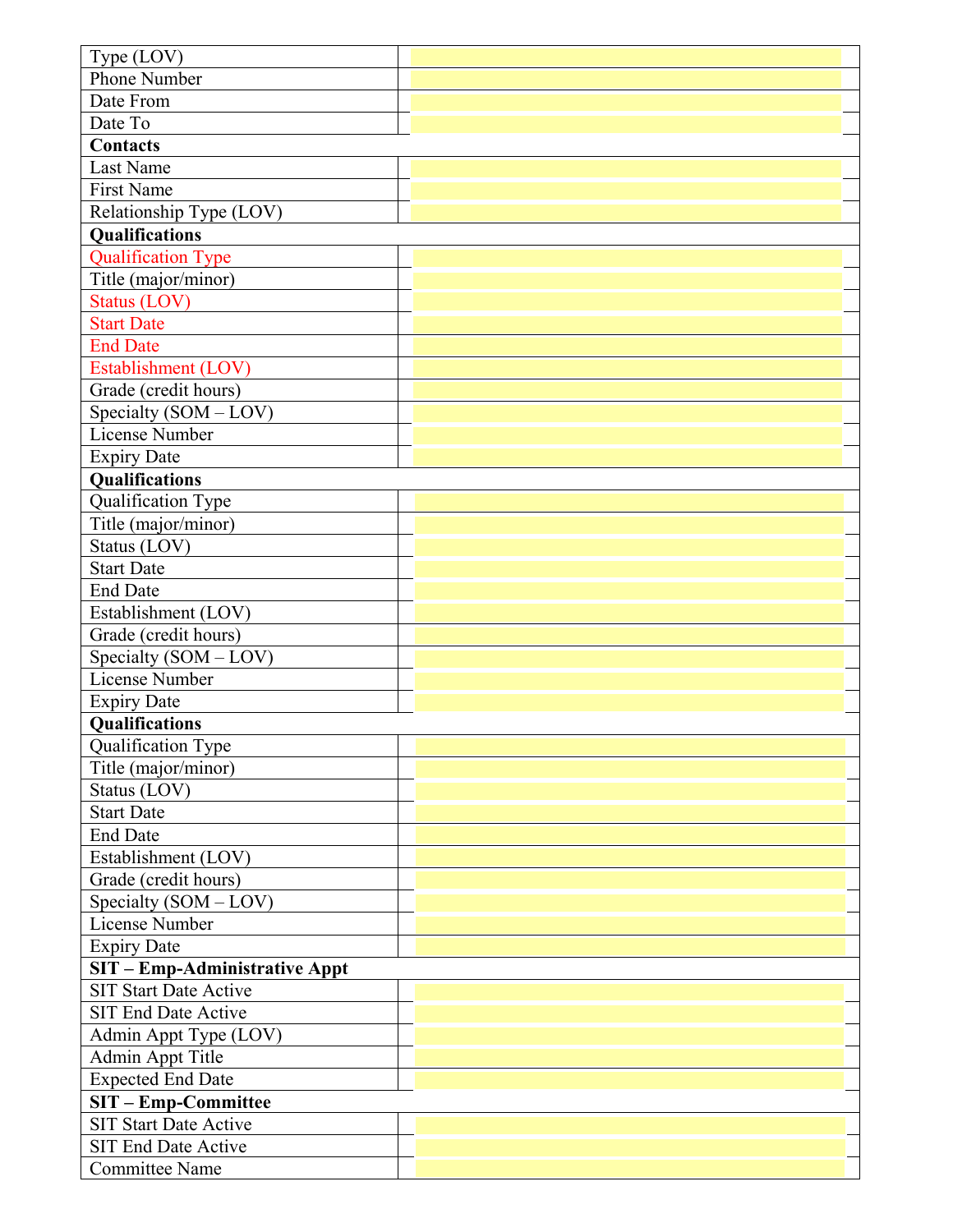| | |
|---|---|
| Type (LOV) | |
| Phone Number | |
| Date From | |
| Date To | |
| **Contacts** | |
| Last Name | |
| First Name | |
| Relationship Type (LOV) | |
| **Qualifications** | |
| Qualification Type | |
| Title (major/minor) | |
| Status (LOV) | |
| Start Date | |
| End Date | |
| Establishment (LOV) | |
| Grade (credit hours) | |
| Specialty (SOM – LOV) | |
| License Number | |
| Expiry Date | |
| **Qualifications** | |
| Qualification Type | |
| Title (major/minor) | |
| Status (LOV) | |
| Start Date | |
| End Date | |
| Establishment (LOV) | |
| Grade (credit hours) | |
| Specialty (SOM – LOV) | |
| License Number | |
| Expiry Date | |
| **Qualifications** | |
| Qualification Type | |
| Title (major/minor) | |
| Status (LOV) | |
| Start Date | |
| End Date | |
| Establishment (LOV) | |
| Grade (credit hours) | |
| Specialty (SOM – LOV) | |
| License Number | |
| Expiry Date | |
| **SIT – Emp-Administrative Appt** | |
| SIT Start Date Active | |
| SIT End Date Active | |
| Admin Appt Type (LOV) | |
| Admin Appt Title | |
| Expected End Date | |
| **SIT – Emp-Committee** | |
| SIT Start Date Active | |
| SIT End Date Active | |
| Committee Name | |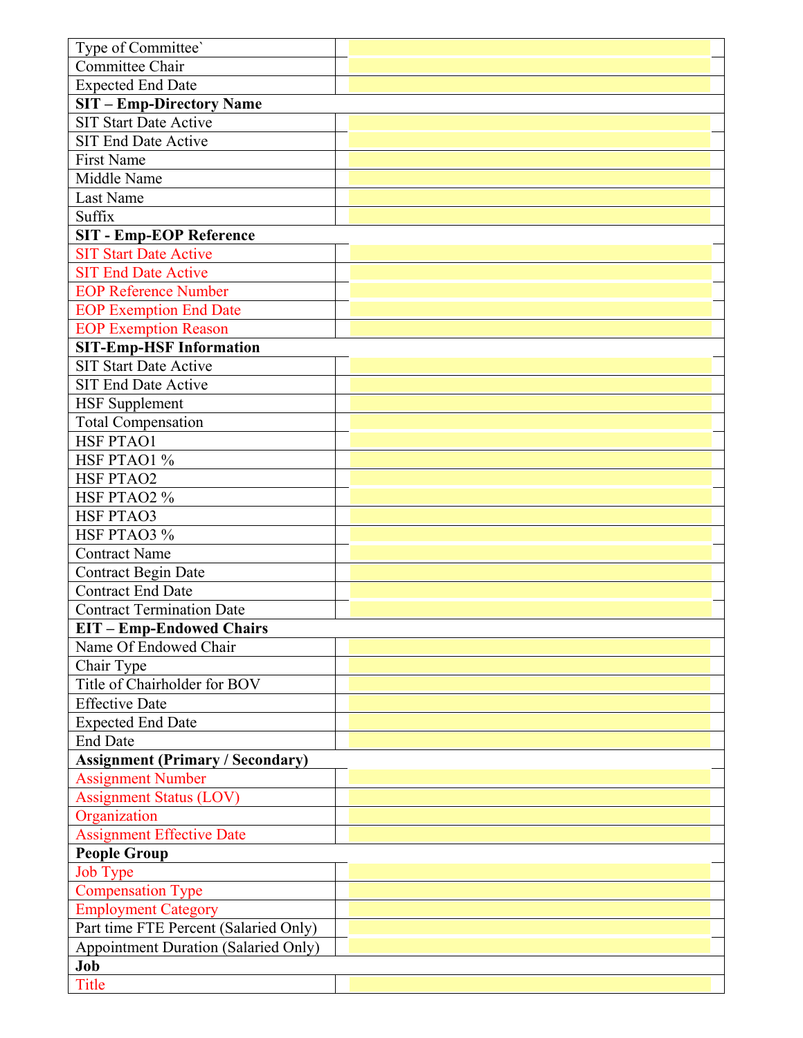| | |
|---|---|
| Type of Committee` | |
| Committee Chair | |
| Expected End Date | |
| **SIT – Emp-Directory Name** | |
| SIT Start Date Active | |
| SIT End Date Active | |
| First Name | |
| Middle Name | |
| Last Name | |
| Suffix | |
| **SIT - Emp-EOP Reference** | |
| SIT Start Date Active | |
| SIT End Date Active | |
| EOP Reference Number | |
| EOP Exemption End Date | |
| EOP Exemption Reason | |
| **SIT-Emp-HSF Information** | |
| SIT Start Date Active | |
| SIT End Date Active | |
| HSF Supplement | |
| Total Compensation | |
| HSF PTAO1 | |
| HSF PTAO1 % | |
| HSF PTAO2 | |
| HSF PTAO2 % | |
| HSF PTAO3 | |
| HSF PTAO3 % | |
| Contract Name | |
| Contract Begin Date | |
| Contract End Date | |
| Contract Termination Date | |
| **EIT – Emp-Endowed Chairs** | |
| Name Of Endowed Chair | |
| Chair Type | |
| Title of Chairholder for BOV | |
| Effective Date | |
| Expected End Date | |
| End Date | |
| **Assignment (Primary / Secondary)** | |
| Assignment Number | |
| Assignment Status (LOV) | |
| Organization | |
| Assignment Effective Date | |
| **People Group** | |
| Job Type | |
| Compensation Type | |
| Employment Category | |
| Part time FTE Percent (Salaried Only) | |
| Appointment Duration (Salaried Only) | |
| **Job** | |
| Title | |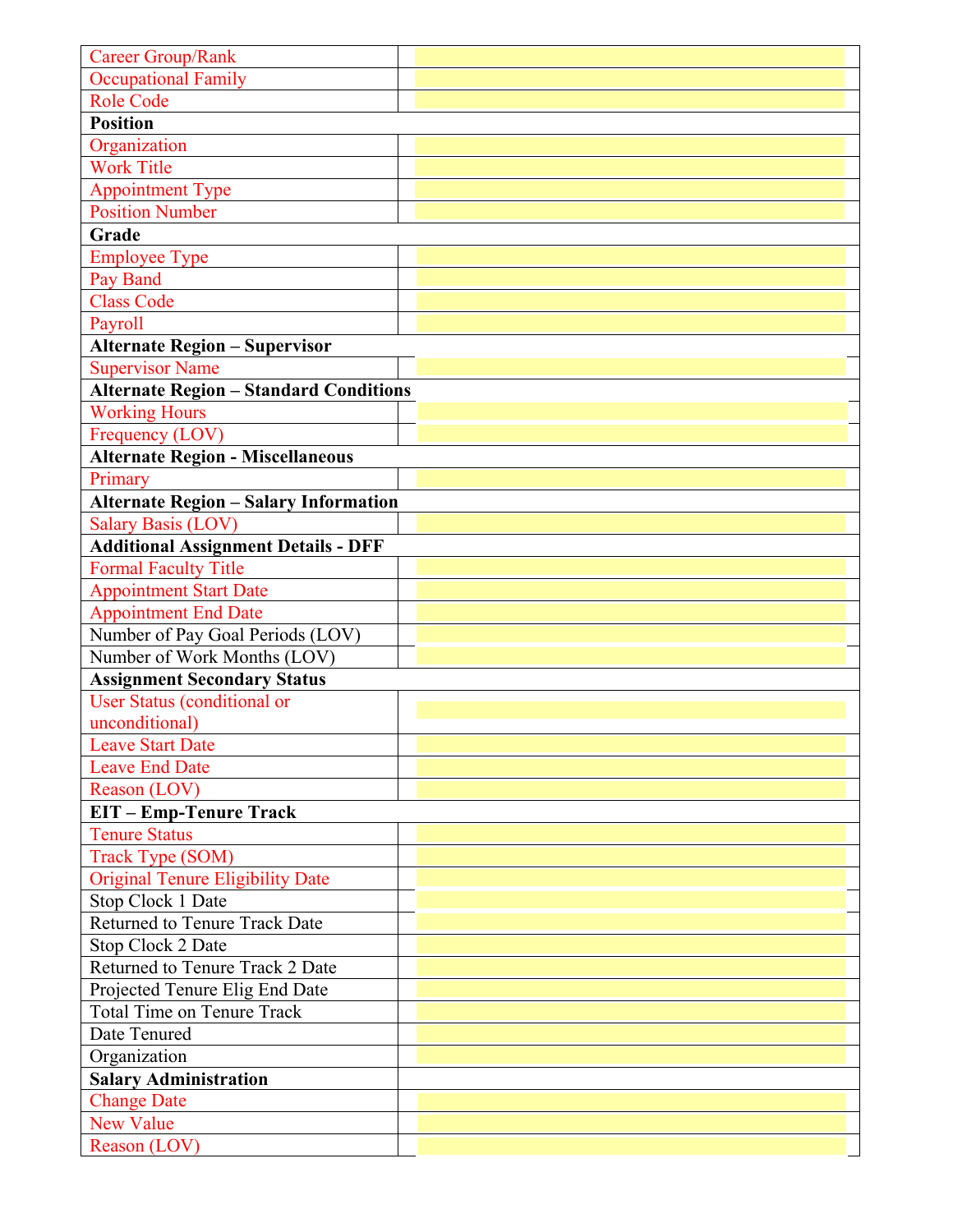| | |
|---|---|
| Career Group/Rank | |
| Occupational Family | |
| Role Code | |
| **Position** | |
| Organization | |
| Work Title | |
| Appointment Type | |
| Position Number | |
| **Grade** | |
| Employee Type | |
| Pay Band | |
| Class Code | |
| Payroll | |
| **Alternate Region – Supervisor** | |
| Supervisor Name | |
| **Alternate Region – Standard Conditions** | |
| Working Hours | |
| Frequency (LOV) | |
| **Alternate Region - Miscellaneous** | |
| Primary | |
| **Alternate Region – Salary Information** | |
| Salary Basis (LOV) | |
| **Additional Assignment Details - DFF** | |
| Formal Faculty Title | |
| Appointment Start Date | |
| Appointment End Date | |
| Number of Pay Goal Periods (LOV) | |
| Number of Work Months (LOV) | |
| **Assignment Secondary Status** | |
| User Status (conditional or unconditional) | |
| Leave Start Date | |
| Leave End Date | |
| Reason (LOV) | |
| **EIT – Emp-Tenure Track** | |
| Tenure Status | |
| Track Type (SOM) | |
| Original Tenure Eligibility Date | |
| Stop Clock 1 Date | |
| Returned to Tenure Track Date | |
| Stop Clock 2 Date | |
| Returned to Tenure Track 2 Date | |
| Projected Tenure Elig End Date | |
| Total Time on Tenure Track | |
| Date Tenured | |
| Organization | |
| **Salary Administration** | |
| Change Date | |
| New Value | |
| Reason (LOV) | |